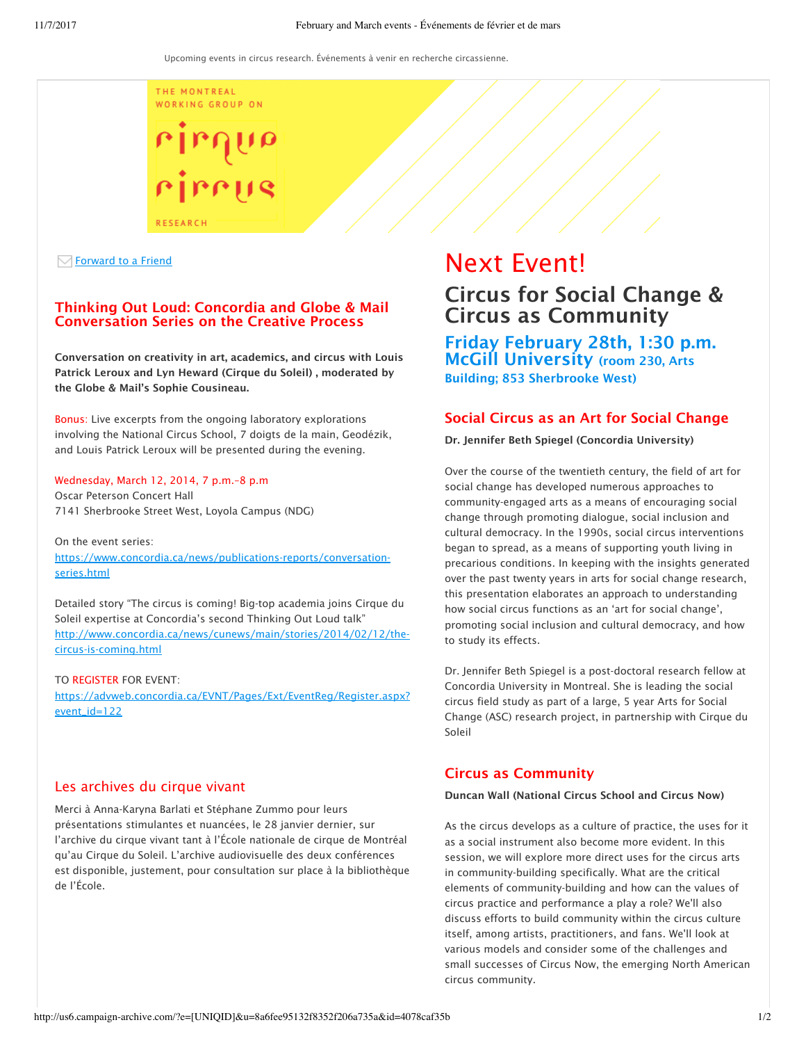Upcoming events in circus research. Événements à venir en recherche circassienne.

THE MONTREAL WORKING GROUP ON

CIRQUE CIRCUS

RESEARCH

Forward to a Friend

## Thinking Out Loud: Concordia and Globe & Mail Conversation Series on the Creative Process

**Conversation on creativity in art, academics, and circus with Louis Patrick Leroux and Lyn Heward (Cirque du Soleil) , moderated by the Globe & Mail's Sophie Cousineau.**

Bonus: Live excerpts from the ongoing laboratory explorations involving the National Circus School, 7 doigts de la main, Geodézik, and Louis Patrick Leroux will be presented during the evening.

Wednesday, March 12, 2014, 7 p.m.–8 p.m
Oscar Peterson Concert Hall
7141 Sherbrooke Street West, Loyola Campus (NDG)

On the event series:
https://www.concordia.ca/news/publications-reports/conversation-series.html

Detailed story "The circus is coming! Big-top academia joins Cirque du Soleil expertise at Concordia's second Thinking Out Loud talk"
http://www.concordia.ca/news/cunews/main/stories/2014/02/12/the-circus-is-coming.html

TO REGISTER FOR EVENT:
https://advweb.concordia.ca/EVNT/Pages/Ext/EventReg/Register.aspx?event_id=122

## Les archives du cirque vivant

Merci à Anna-Karyna Barlati et Stéphane Zummo pour leurs présentations stimulantes et nuancées, le 28 janvier dernier, sur l'archive du cirque vivant tant à l'École nationale de cirque de Montréal qu'au Cirque du Soleil. L'archive audiovisuelle des deux conférences est disponible, justement, pour consultation sur place à la bibliothèque de l'École.

# Next Event!

## Circus for Social Change & Circus as Community

### Friday February 28th, 1:30 p.m. McGill University (room 230, Arts Building; 853 Sherbrooke West)

## Social Circus as an Art for Social Change

**Dr. Jennifer Beth Spiegel (Concordia University)**

Over the course of the twentieth century, the field of art for social change has developed numerous approaches to community-engaged arts as a means of encouraging social change through promoting dialogue, social inclusion and cultural democracy. In the 1990s, social circus interventions began to spread, as a means of supporting youth living in precarious conditions. In keeping with the insights generated over the past twenty years in arts for social change research, this presentation elaborates an approach to understanding how social circus functions as an 'art for social change', promoting social inclusion and cultural democracy, and how to study its effects.

Dr. Jennifer Beth Spiegel is a post-doctoral research fellow at Concordia University in Montreal. She is leading the social circus field study as part of a large, 5 year Arts for Social Change (ASC) research project, in partnership with Cirque du Soleil

## Circus as Community

**Duncan Wall (National Circus School and Circus Now)**

As the circus develops as a culture of practice, the uses for it as a social instrument also become more evident. In this session, we will explore more direct uses for the circus arts in community-building specifically. What are the critical elements of community-building and how can the values of circus practice and performance a play a role? We'll also discuss efforts to build community within the circus culture itself, among artists, practitioners, and fans. We'll look at various models and consider some of the challenges and small successes of Circus Now, the emerging North American circus community.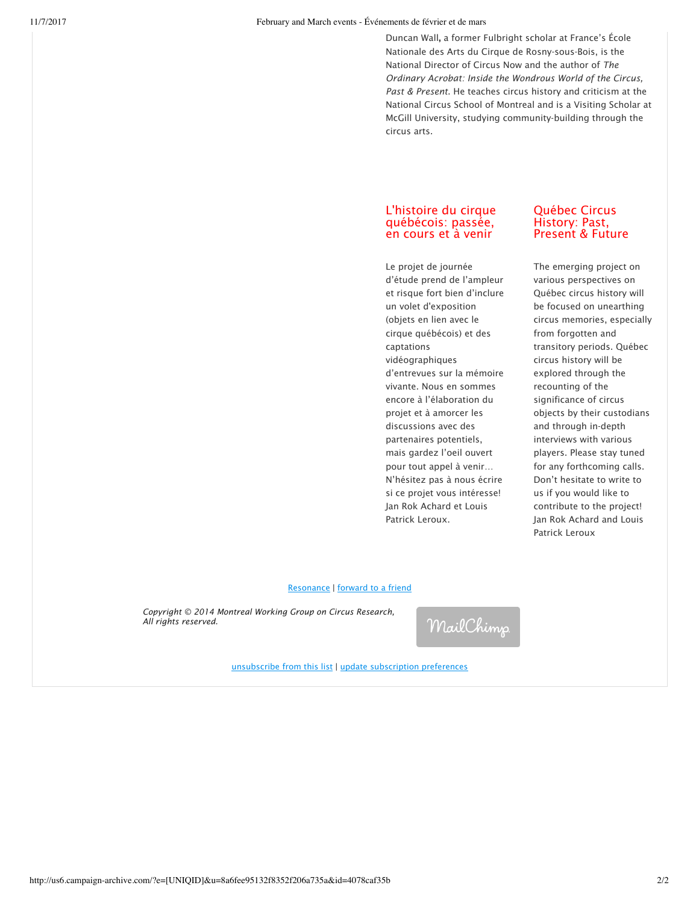**Duncan Wall**, a former Fulbright scholar at France's École Nationale des Arts du Cirque de Rosny-sous-Bois, is the National Director of Circus Now and the author of *The Ordinary Acrobat: Inside the Wondrous World of the Circus, Past & Present*. He teaches circus history and criticism at the National Circus School of Montreal and is a Visiting Scholar at McGill University, studying community-building through the circus arts.

## L'histoire du cirque québécois: passée, en cours et à venir

Le projet de journée d'étude prend de l'ampleur et risque fort bien d'inclure un volet d'exposition (objets en lien avec le cirque québécois) et des captations vidéographiques d'entrevues sur la mémoire vivante. Nous en sommes encore à l'élaboration du projet et à amorcer les discussions avec des partenaires potentiels, mais gardez l'oeil ouvert pour tout appel à venir… N'hésitez pas à nous écrire si ce projet vous intéresse! Jan Rok Achard et Louis Patrick Leroux.

## Québec Circus History: Past, Present & Future

The emerging project on various perspectives on Québec circus history will be focused on unearthing circus memories, especially from forgotten and transitory periods. Québec circus history will be explored through the recounting of the significance of circus objects by their custodians and through in-depth interviews with various players. Please stay tuned for any forthcoming calls. Don't hesitate to write to us if you would like to contribute to the project! Jan Rok Achard and Louis Patrick Leroux

Resonance | forward to a friend

*Copyright © 2014 Montreal Working Group on Circus Research, All rights reserved.*

MailChimp

unsubscribe from this list | update subscription preferences